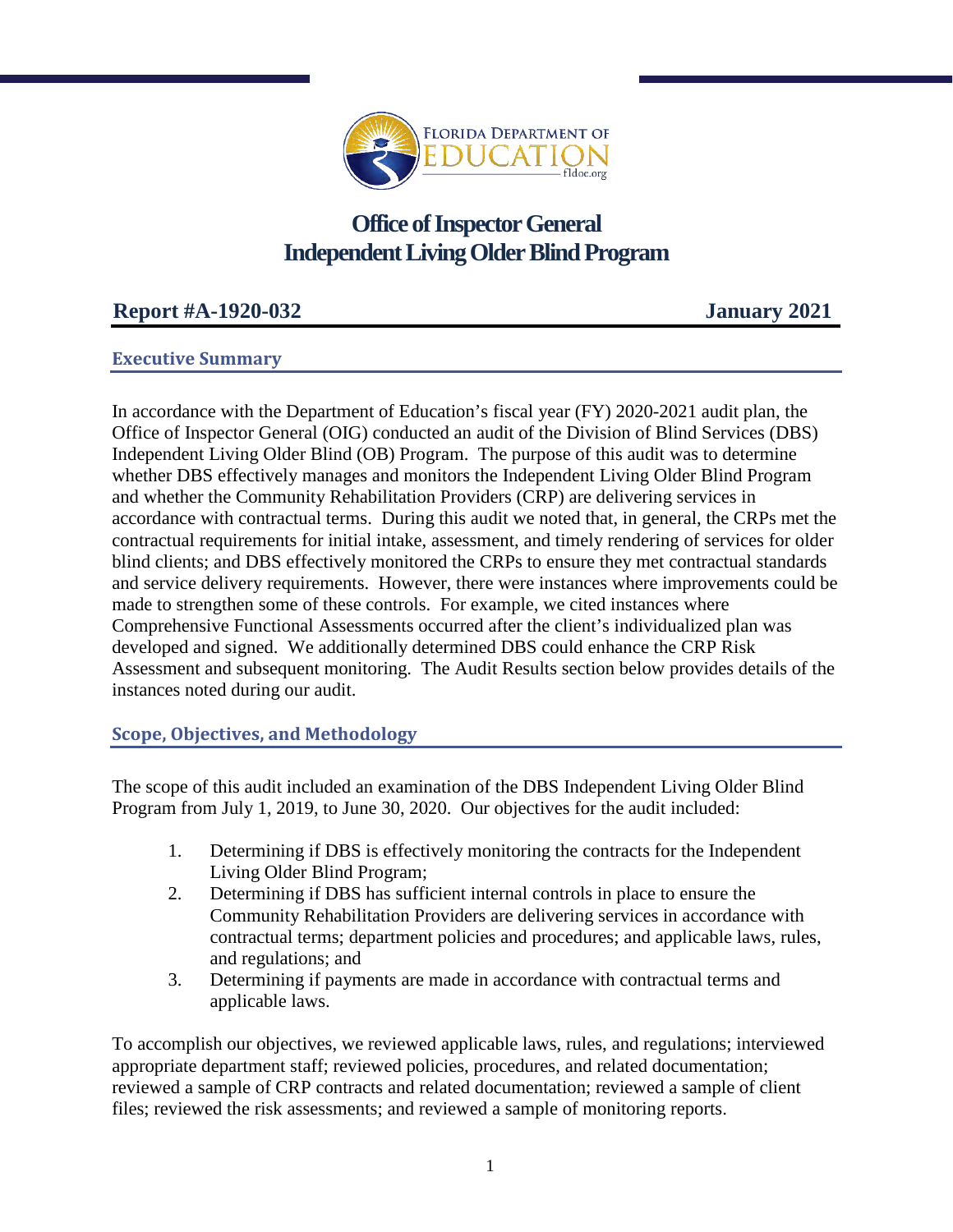# Office of Inspector General
# Independent Living Older Blind Program

**Report #A-1920-032** **January 2021**

## Executive Summary

In accordance with the Department of Education's fiscal year (FY) 2020-2021 audit plan, the Office of Inspector General (OIG) conducted an audit of the Division of Blind Services (DBS) Independent Living Older Blind (OB) Program. The purpose of this audit was to determine whether DBS effectively manages and monitors the Independent Living Older Blind Program and whether the Community Rehabilitation Providers (CRP) are delivering services in accordance with contractual terms. During this audit we noted that, in general, the CRPs met the contractual requirements for initial intake, assessment, and timely rendering of services for older blind clients; and DBS effectively monitored the CRPs to ensure they met contractual standards and service delivery requirements. However, there were instances where improvements could be made to strengthen some of these controls. For example, we cited instances where Comprehensive Functional Assessments occurred after the client's individualized plan was developed and signed. We additionally determined DBS could enhance the CRP Risk Assessment and subsequent monitoring. The Audit Results section below provides details of the instances noted during our audit.

## Scope, Objectives, and Methodology

The scope of this audit included an examination of the DBS Independent Living Older Blind Program from July 1, 2019, to June 30, 2020. Our objectives for the audit included:

1. Determining if DBS is effectively monitoring the contracts for the Independent Living Older Blind Program;
2. Determining if DBS has sufficient internal controls in place to ensure the Community Rehabilitation Providers are delivering services in accordance with contractual terms; department policies and procedures; and applicable laws, rules, and regulations; and
3. Determining if payments are made in accordance with contractual terms and applicable laws.

To accomplish our objectives, we reviewed applicable laws, rules, and regulations; interviewed appropriate department staff; reviewed policies, procedures, and related documentation; reviewed a sample of CRP contracts and related documentation; reviewed a sample of client files; reviewed the risk assessments; and reviewed a sample of monitoring reports.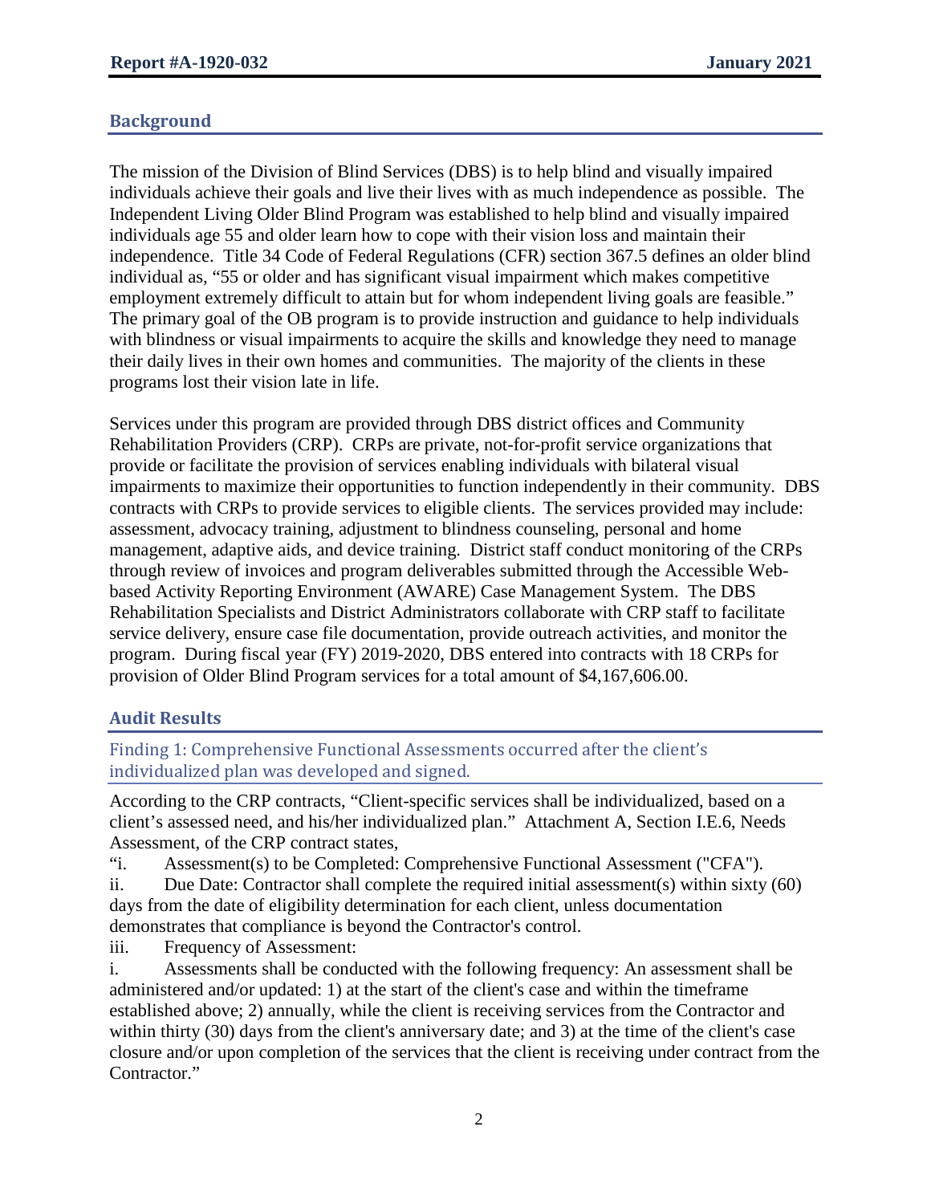## Background

The mission of the Division of Blind Services (DBS) is to help blind and visually impaired individuals achieve their goals and live their lives with as much independence as possible. The Independent Living Older Blind Program was established to help blind and visually impaired individuals age 55 and older learn how to cope with their vision loss and maintain their independence. Title 34 Code of Federal Regulations (CFR) section 367.5 defines an older blind individual as, "55 or older and has significant visual impairment which makes competitive employment extremely difficult to attain but for whom independent living goals are feasible." The primary goal of the OB program is to provide instruction and guidance to help individuals with blindness or visual impairments to acquire the skills and knowledge they need to manage their daily lives in their own homes and communities. The majority of the clients in these programs lost their vision late in life.

Services under this program are provided through DBS district offices and Community Rehabilitation Providers (CRP). CRPs are private, not-for-profit service organizations that provide or facilitate the provision of services enabling individuals with bilateral visual impairments to maximize their opportunities to function independently in their community. DBS contracts with CRPs to provide services to eligible clients. The services provided may include: assessment, advocacy training, adjustment to blindness counseling, personal and home management, adaptive aids, and device training. District staff conduct monitoring of the CRPs through review of invoices and program deliverables submitted through the Accessible Web-based Activity Reporting Environment (AWARE) Case Management System. The DBS Rehabilitation Specialists and District Administrators collaborate with CRP staff to facilitate service delivery, ensure case file documentation, provide outreach activities, and monitor the program. During fiscal year (FY) 2019-2020, DBS entered into contracts with 18 CRPs for provision of Older Blind Program services for a total amount of $4,167,606.00.

## Audit Results

### Finding 1: Comprehensive Functional Assessments occurred after the client's individualized plan was developed and signed.

According to the CRP contracts, "Client-specific services shall be individualized, based on a client's assessed need, and his/her individualized plan." Attachment A, Section I.E.6, Needs Assessment, of the CRP contract states,

"i. Assessment(s) to be Completed: Comprehensive Functional Assessment ("CFA").

ii. Due Date: Contractor shall complete the required initial assessment(s) within sixty (60) days from the date of eligibility determination for each client, unless documentation demonstrates that compliance is beyond the Contractor's control.

iii. Frequency of Assessment:

i. Assessments shall be conducted with the following frequency: An assessment shall be administered and/or updated: 1) at the start of the client's case and within the timeframe established above; 2) annually, while the client is receiving services from the Contractor and within thirty (30) days from the client's anniversary date; and 3) at the time of the client's case closure and/or upon completion of the services that the client is receiving under contract from the Contractor."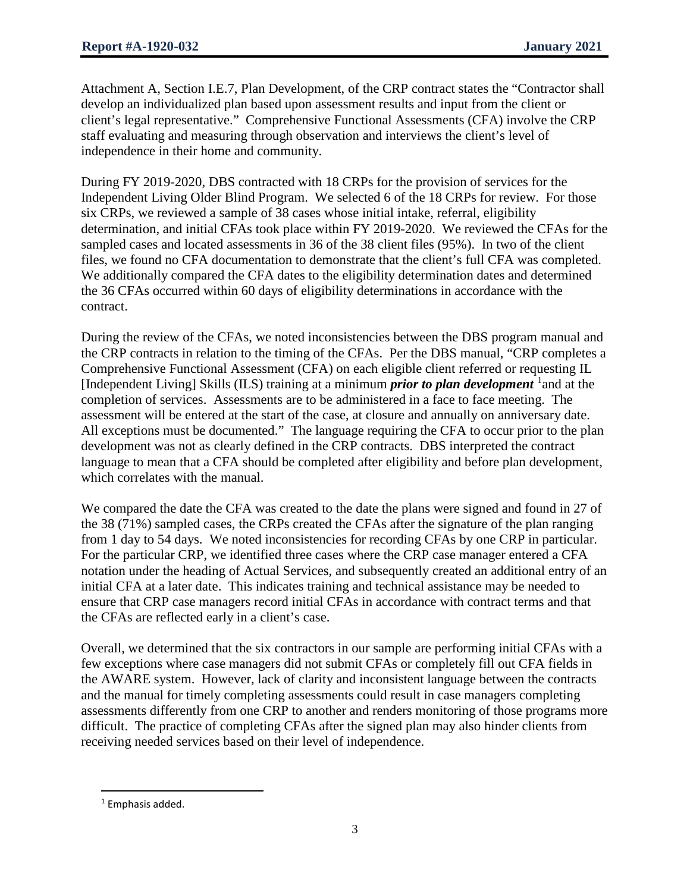Attachment A, Section I.E.7, Plan Development, of the CRP contract states the "Contractor shall develop an individualized plan based upon assessment results and input from the client or client's legal representative." Comprehensive Functional Assessments (CFA) involve the CRP staff evaluating and measuring through observation and interviews the client's level of independence in their home and community.

During FY 2019-2020, DBS contracted with 18 CRPs for the provision of services for the Independent Living Older Blind Program. We selected 6 of the 18 CRPs for review. For those six CRPs, we reviewed a sample of 38 cases whose initial intake, referral, eligibility determination, and initial CFAs took place within FY 2019-2020. We reviewed the CFAs for the sampled cases and located assessments in 36 of the 38 client files (95%). In two of the client files, we found no CFA documentation to demonstrate that the client's full CFA was completed. We additionally compared the CFA dates to the eligibility determination dates and determined the 36 CFAs occurred within 60 days of eligibility determinations in accordance with the contract.

During the review of the CFAs, we noted inconsistencies between the DBS program manual and the CRP contracts in relation to the timing of the CFAs. Per the DBS manual, "CRP completes a Comprehensive Functional Assessment (CFA) on each eligible client referred or requesting IL [Independent Living] Skills (ILS) training at a minimum ***prior to plan development*** [1] and at the completion of services. Assessments are to be administered in a face to face meeting. The assessment will be entered at the start of the case, at closure and annually on anniversary date. All exceptions must be documented." The language requiring the CFA to occur prior to the plan development was not as clearly defined in the CRP contracts. DBS interpreted the contract language to mean that a CFA should be completed after eligibility and before plan development, which correlates with the manual.

We compared the date the CFA was created to the date the plans were signed and found in 27 of the 38 (71%) sampled cases, the CRPs created the CFAs after the signature of the plan ranging from 1 day to 54 days. We noted inconsistencies for recording CFAs by one CRP in particular. For the particular CRP, we identified three cases where the CRP case manager entered a CFA notation under the heading of Actual Services, and subsequently created an additional entry of an initial CFA at a later date. This indicates training and technical assistance may be needed to ensure that CRP case managers record initial CFAs in accordance with contract terms and that the CFAs are reflected early in a client's case.

Overall, we determined that the six contractors in our sample are performing initial CFAs with a few exceptions where case managers did not submit CFAs or completely fill out CFA fields in the AWARE system. However, lack of clarity and inconsistent language between the contracts and the manual for timely completing assessments could result in case managers completing assessments differently from one CRP to another and renders monitoring of those programs more difficult. The practice of completing CFAs after the signed plan may also hinder clients from receiving needed services based on their level of independence.

[1] Emphasis added.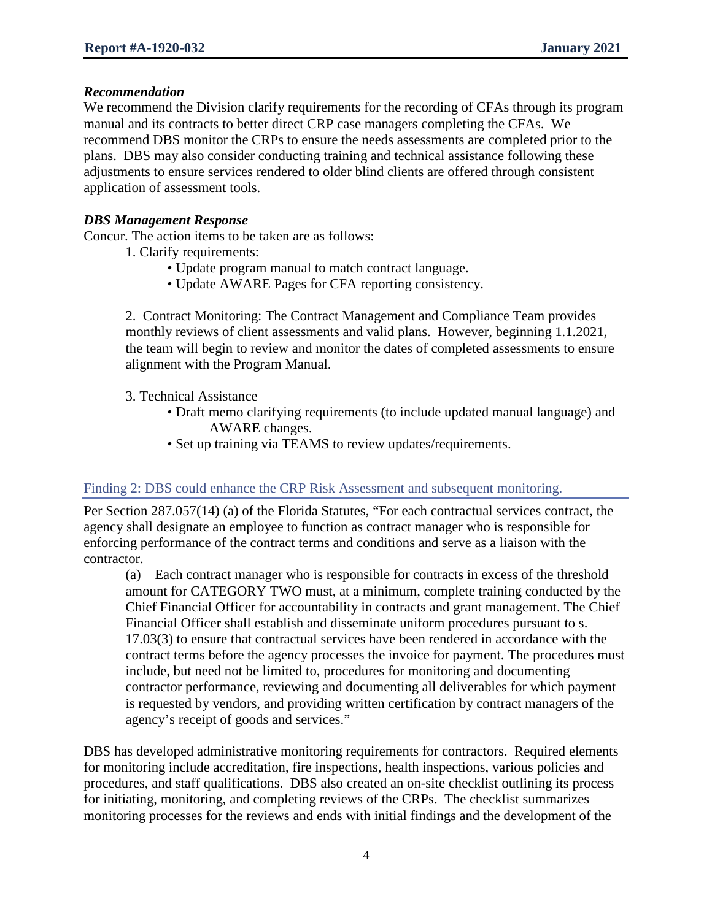### *Recommendation*

We recommend the Division clarify requirements for the recording of CFAs through its program manual and its contracts to better direct CRP case managers completing the CFAs. We recommend DBS monitor the CRPs to ensure the needs assessments are completed prior to the plans. DBS may also consider conducting training and technical assistance following these adjustments to ensure services rendered to older blind clients are offered through consistent application of assessment tools.

### *DBS Management Response*

Concur. The action items to be taken are as follows:

1. Clarify requirements:
   - Update program manual to match contract language.
   - Update AWARE Pages for CFA reporting consistency.

2. Contract Monitoring: The Contract Management and Compliance Team provides monthly reviews of client assessments and valid plans. However, beginning 1.1.2021, the team will begin to review and monitor the dates of completed assessments to ensure alignment with the Program Manual.

3. Technical Assistance
   - Draft memo clarifying requirements (to include updated manual language) and AWARE changes.
   - Set up training via TEAMS to review updates/requirements.

## Finding 2: DBS could enhance the CRP Risk Assessment and subsequent monitoring.

Per Section 287.057(14) (a) of the Florida Statutes, "For each contractual services contract, the agency shall designate an employee to function as contract manager who is responsible for enforcing performance of the contract terms and conditions and serve as a liaison with the contractor.

> (a) Each contract manager who is responsible for contracts in excess of the threshold amount for CATEGORY TWO must, at a minimum, complete training conducted by the Chief Financial Officer for accountability in contracts and grant management. The Chief Financial Officer shall establish and disseminate uniform procedures pursuant to s. 17.03(3) to ensure that contractual services have been rendered in accordance with the contract terms before the agency processes the invoice for payment. The procedures must include, but need not be limited to, procedures for monitoring and documenting contractor performance, reviewing and documenting all deliverables for which payment is requested by vendors, and providing written certification by contract managers of the agency's receipt of goods and services."

DBS has developed administrative monitoring requirements for contractors. Required elements for monitoring include accreditation, fire inspections, health inspections, various policies and procedures, and staff qualifications. DBS also created an on-site checklist outlining its process for initiating, monitoring, and completing reviews of the CRPs. The checklist summarizes monitoring processes for the reviews and ends with initial findings and the development of the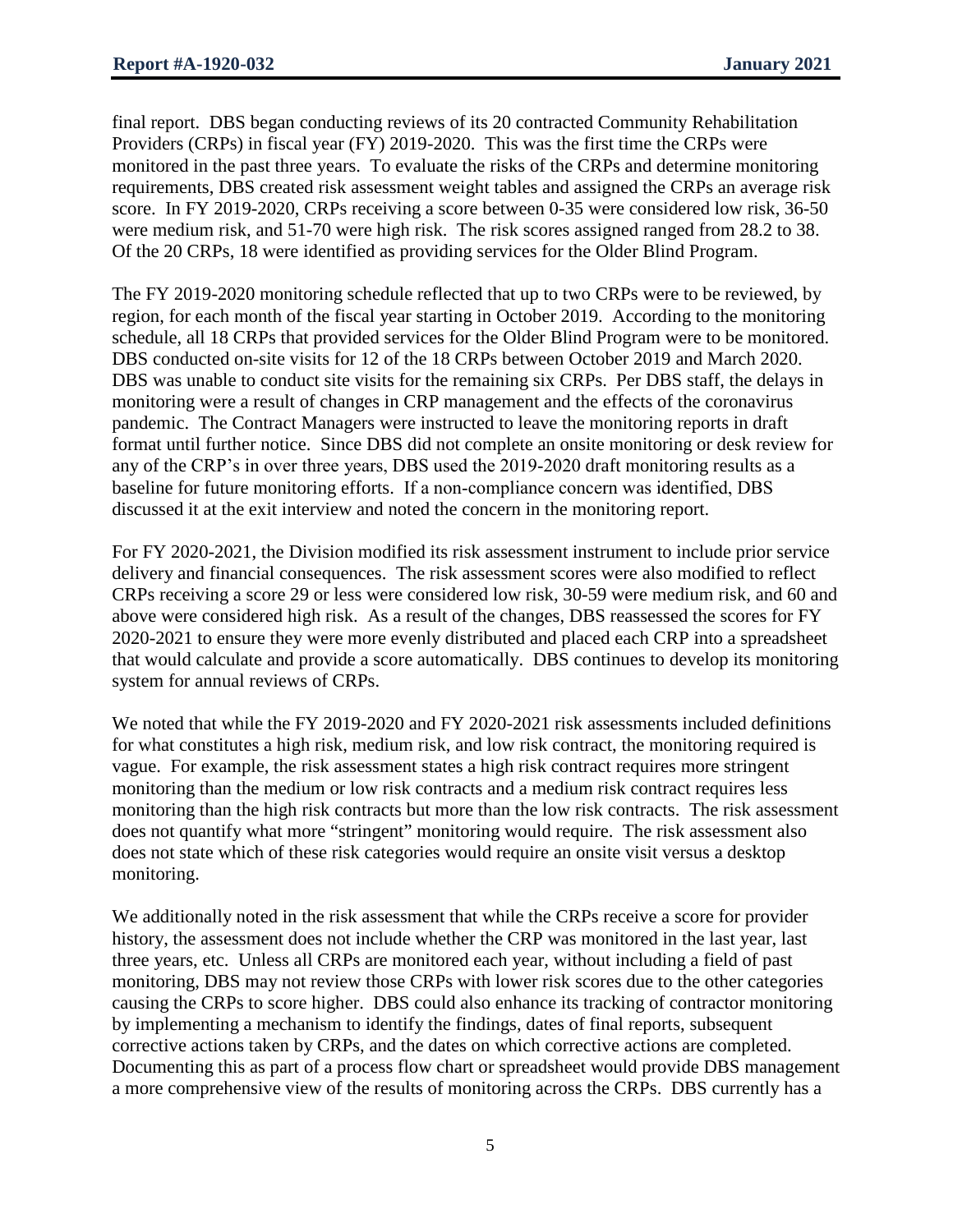final report. DBS began conducting reviews of its 20 contracted Community Rehabilitation Providers (CRPs) in fiscal year (FY) 2019-2020. This was the first time the CRPs were monitored in the past three years. To evaluate the risks of the CRPs and determine monitoring requirements, DBS created risk assessment weight tables and assigned the CRPs an average risk score. In FY 2019-2020, CRPs receiving a score between 0-35 were considered low risk, 36-50 were medium risk, and 51-70 were high risk. The risk scores assigned ranged from 28.2 to 38. Of the 20 CRPs, 18 were identified as providing services for the Older Blind Program.

The FY 2019-2020 monitoring schedule reflected that up to two CRPs were to be reviewed, by region, for each month of the fiscal year starting in October 2019. According to the monitoring schedule, all 18 CRPs that provided services for the Older Blind Program were to be monitored. DBS conducted on-site visits for 12 of the 18 CRPs between October 2019 and March 2020. DBS was unable to conduct site visits for the remaining six CRPs. Per DBS staff, the delays in monitoring were a result of changes in CRP management and the effects of the coronavirus pandemic. The Contract Managers were instructed to leave the monitoring reports in draft format until further notice. Since DBS did not complete an onsite monitoring or desk review for any of the CRP's in over three years, DBS used the 2019-2020 draft monitoring results as a baseline for future monitoring efforts. If a non-compliance concern was identified, DBS discussed it at the exit interview and noted the concern in the monitoring report.

For FY 2020-2021, the Division modified its risk assessment instrument to include prior service delivery and financial consequences. The risk assessment scores were also modified to reflect CRPs receiving a score 29 or less were considered low risk, 30-59 were medium risk, and 60 and above were considered high risk. As a result of the changes, DBS reassessed the scores for FY 2020-2021 to ensure they were more evenly distributed and placed each CRP into a spreadsheet that would calculate and provide a score automatically. DBS continues to develop its monitoring system for annual reviews of CRPs.

We noted that while the FY 2019-2020 and FY 2020-2021 risk assessments included definitions for what constitutes a high risk, medium risk, and low risk contract, the monitoring required is vague. For example, the risk assessment states a high risk contract requires more stringent monitoring than the medium or low risk contracts and a medium risk contract requires less monitoring than the high risk contracts but more than the low risk contracts. The risk assessment does not quantify what more "stringent" monitoring would require. The risk assessment also does not state which of these risk categories would require an onsite visit versus a desktop monitoring.

We additionally noted in the risk assessment that while the CRPs receive a score for provider history, the assessment does not include whether the CRP was monitored in the last year, last three years, etc. Unless all CRPs are monitored each year, without including a field of past monitoring, DBS may not review those CRPs with lower risk scores due to the other categories causing the CRPs to score higher. DBS could also enhance its tracking of contractor monitoring by implementing a mechanism to identify the findings, dates of final reports, subsequent corrective actions taken by CRPs, and the dates on which corrective actions are completed. Documenting this as part of a process flow chart or spreadsheet would provide DBS management a more comprehensive view of the results of monitoring across the CRPs. DBS currently has a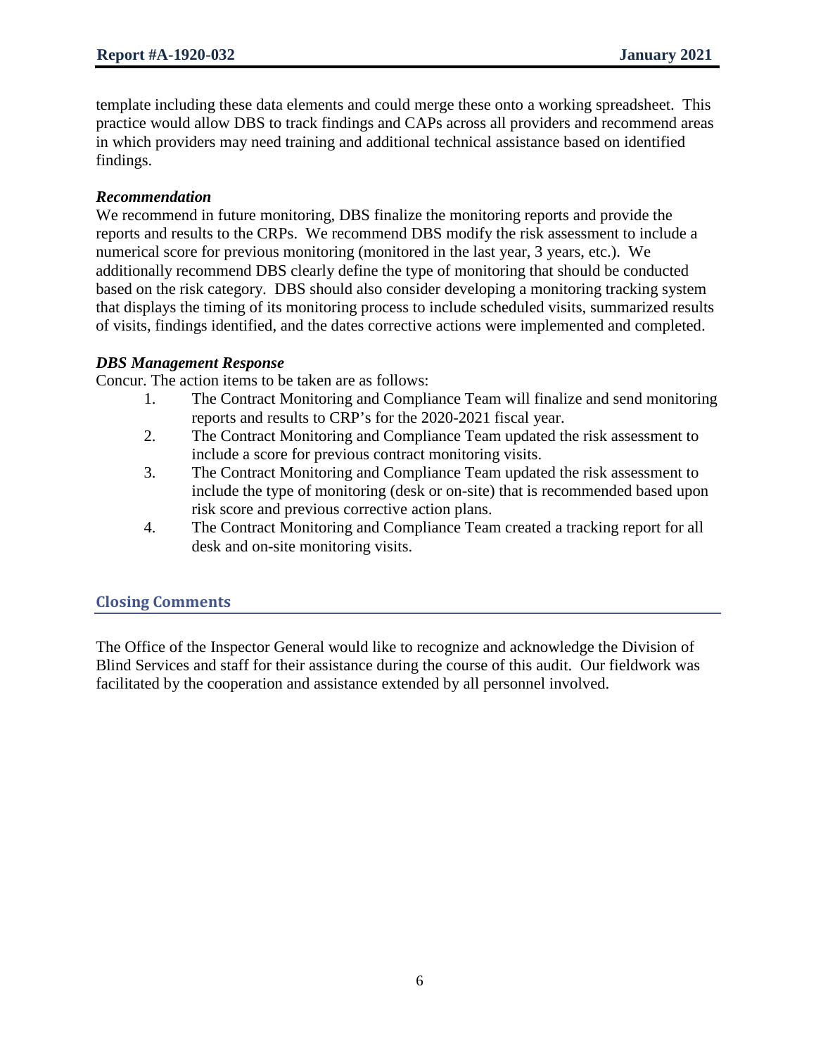template including these data elements and could merge these onto a working spreadsheet. This practice would allow DBS to track findings and CAPs across all providers and recommend areas in which providers may need training and additional technical assistance based on identified findings.

***Recommendation***

We recommend in future monitoring, DBS finalize the monitoring reports and provide the reports and results to the CRPs. We recommend DBS modify the risk assessment to include a numerical score for previous monitoring (monitored in the last year, 3 years, etc.). We additionally recommend DBS clearly define the type of monitoring that should be conducted based on the risk category. DBS should also consider developing a monitoring tracking system that displays the timing of its monitoring process to include scheduled visits, summarized results of visits, findings identified, and the dates corrective actions were implemented and completed.

***DBS Management Response***

Concur. The action items to be taken are as follows:

1. The Contract Monitoring and Compliance Team will finalize and send monitoring reports and results to CRP's for the 2020-2021 fiscal year.
2. The Contract Monitoring and Compliance Team updated the risk assessment to include a score for previous contract monitoring visits.
3. The Contract Monitoring and Compliance Team updated the risk assessment to include the type of monitoring (desk or on-site) that is recommended based upon risk score and previous corrective action plans.
4. The Contract Monitoring and Compliance Team created a tracking report for all desk and on-site monitoring visits.

## Closing Comments

The Office of the Inspector General would like to recognize and acknowledge the Division of Blind Services and staff for their assistance during the course of this audit. Our fieldwork was facilitated by the cooperation and assistance extended by all personnel involved.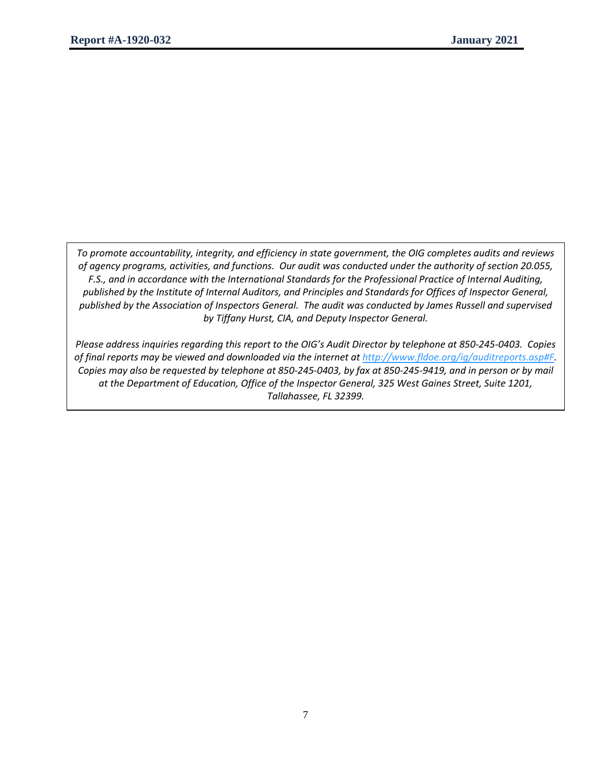*To promote accountability, integrity, and efficiency in state government, the OIG completes audits and reviews of agency programs, activities, and functions. Our audit was conducted under the authority of section 20.055, F.S., and in accordance with the International Standards for the Professional Practice of Internal Auditing, published by the Institute of Internal Auditors, and Principles and Standards for Offices of Inspector General, published by the Association of Inspectors General. The audit was conducted by James Russell and supervised by Tiffany Hurst, CIA, and Deputy Inspector General.*

*Please address inquiries regarding this report to the OIG's Audit Director by telephone at 850-245-0403. Copies of final reports may be viewed and downloaded via the internet at [http://www.fldoe.org/ig/auditreports.asp#F](http://www.fldoe.org/ig/auditreports.asp#F). Copies may also be requested by telephone at 850-245-0403, by fax at 850-245-9419, and in person or by mail at the Department of Education, Office of the Inspector General, 325 West Gaines Street, Suite 1201, Tallahassee, FL 32399.*